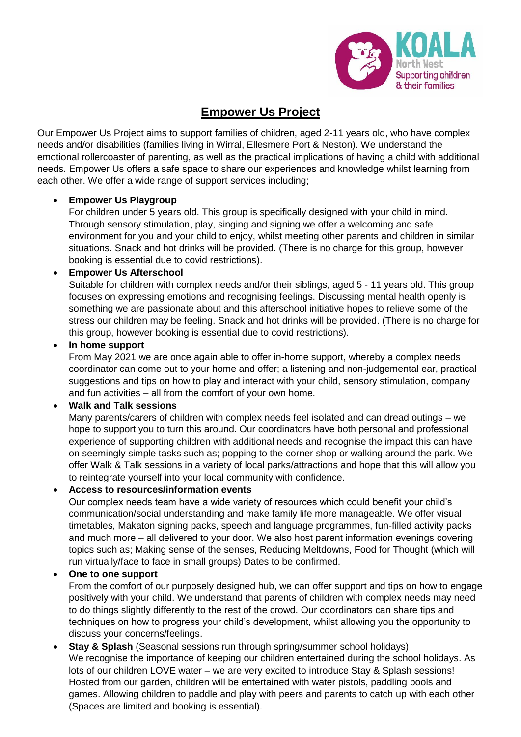KOALA North West Supporting children & their families

# Empower Us Project

Our Empower Us Project aims to support families of children, aged 2-11 years old, who have complex needs and/or disabilities (families living in Wirral, Ellesmere Port & Neston). We understand the emotional rollercoaster of parenting, as well as the practical implications of having a child with additional needs. Empower Us offers a safe space to share our experiences and knowledge whilst learning from each other. We offer a wide range of support services including;

- **Empower Us Playgroup**
  For children under 5 years old. This group is specifically designed with your child in mind. Through sensory stimulation, play, singing and signing we offer a welcoming and safe environment for you and your child to enjoy, whilst meeting other parents and children in similar situations. Snack and hot drinks will be provided. (There is no charge for this group, however booking is essential due to covid restrictions).
- **Empower Us Afterschool**
  Suitable for children with complex needs and/or their siblings, aged 5 - 11 years old. This group focuses on expressing emotions and recognising feelings. Discussing mental health openly is something we are passionate about and this afterschool initiative hopes to relieve some of the stress our children may be feeling. Snack and hot drinks will be provided. (There is no charge for this group, however booking is essential due to covid restrictions).
- **In home support**
  From May 2021 we are once again able to offer in-home support, whereby a complex needs coordinator can come out to your home and offer; a listening and non-judgemental ear, practical suggestions and tips on how to play and interact with your child, sensory stimulation, company and fun activities – all from the comfort of your own home.
- **Walk and Talk sessions**
  Many parents/carers of children with complex needs feel isolated and can dread outings – we hope to support you to turn this around. Our coordinators have both personal and professional experience of supporting children with additional needs and recognise the impact this can have on seemingly simple tasks such as; popping to the corner shop or walking around the park. We offer Walk & Talk sessions in a variety of local parks/attractions and hope that this will allow you to reintegrate yourself into your local community with confidence.
- **Access to resources/information events**
  Our complex needs team have a wide variety of resources which could benefit your child's communication/social understanding and make family life more manageable. We offer visual timetables, Makaton signing packs, speech and language programmes, fun-filled activity packs and much more – all delivered to your door. We also host parent information evenings covering topics such as; Making sense of the senses, Reducing Meltdowns, Food for Thought (which will run virtually/face to face in small groups) Dates to be confirmed.
- **One to one support**
  From the comfort of our purposely designed hub, we can offer support and tips on how to engage positively with your child. We understand that parents of children with complex needs may need to do things slightly differently to the rest of the crowd. Our coordinators can share tips and techniques on how to progress your child's development, whilst allowing you the opportunity to discuss your concerns/feelings.
- **Stay & Splash** (Seasonal sessions run through spring/summer school holidays)
  We recognise the importance of keeping our children entertained during the school holidays. As lots of our children LOVE water – we are very excited to introduce Stay & Splash sessions! Hosted from our garden, children will be entertained with water pistols, paddling pools and games. Allowing children to paddle and play with peers and parents to catch up with each other (Spaces are limited and booking is essential).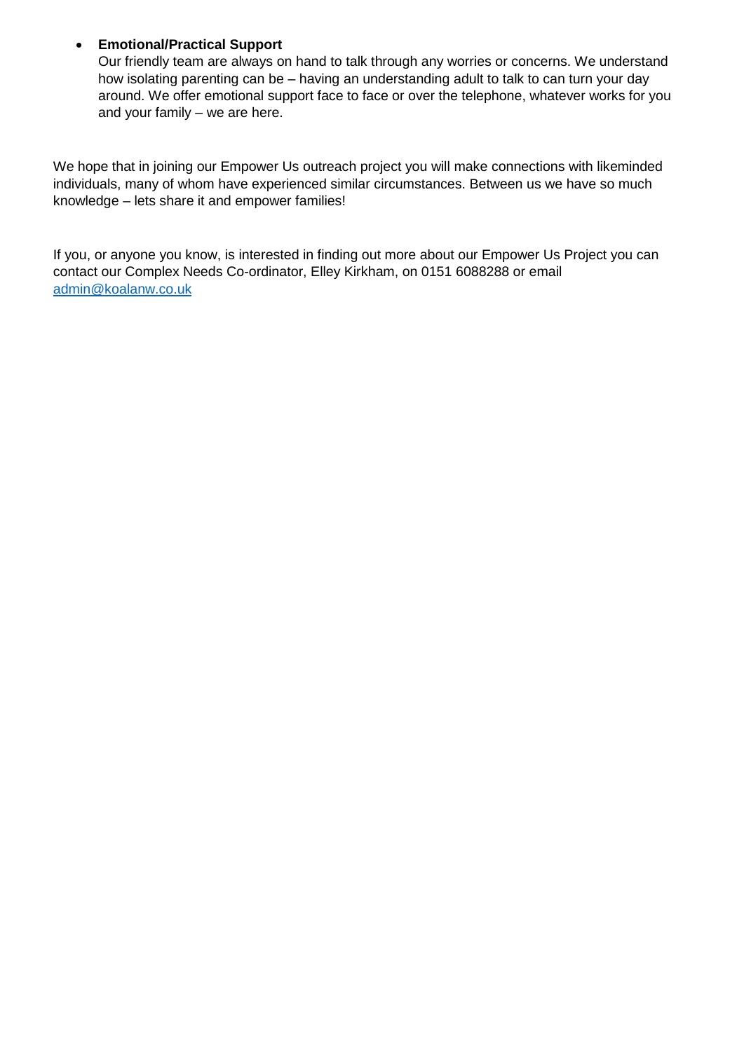- **Emotional/Practical Support**
  Our friendly team are always on hand to talk through any worries or concerns. We understand how isolating parenting can be – having an understanding adult to talk to can turn your day around. We offer emotional support face to face or over the telephone, whatever works for you and your family – we are here.

We hope that in joining our Empower Us outreach project you will make connections with likeminded individuals, many of whom have experienced similar circumstances. Between us we have so much knowledge – lets share it and empower families!

If you, or anyone you know, is interested in finding out more about our Empower Us Project you can contact our Complex Needs Co-ordinator, Elley Kirkham, on 0151 6088288 or email admin@koalanw.co.uk